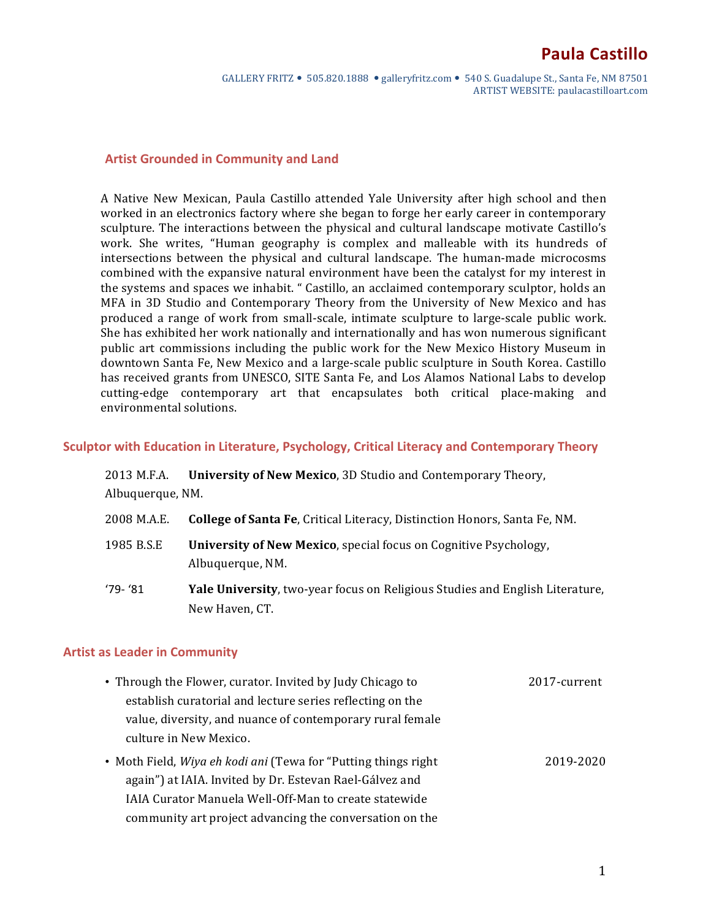# Paula Castillo

GALLERY FRITZ • 505.820.1888 • galleryfritz.com • 540 S. Guadalupe St., Santa Fe, NM 87501
ARTIST WEBSITE: paulacastilloart.com

## Artist Grounded in Community and Land

A Native New Mexican, Paula Castillo attended Yale University after high school and then worked in an electronics factory where she began to forge her early career in contemporary sculpture. The interactions between the physical and cultural landscape motivate Castillo's work. She writes, "Human geography is complex and malleable with its hundreds of intersections between the physical and cultural landscape. The human-made microcosms combined with the expansive natural environment have been the catalyst for my interest in the systems and spaces we inhabit. " Castillo, an acclaimed contemporary sculptor, holds an MFA in 3D Studio and Contemporary Theory from the University of New Mexico and has produced a range of work from small-scale, intimate sculpture to large-scale public work. She has exhibited her work nationally and internationally and has won numerous significant public art commissions including the public work for the New Mexico History Museum in downtown Santa Fe, New Mexico and a large-scale public sculpture in South Korea. Castillo has received grants from UNESCO, SITE Santa Fe, and Los Alamos National Labs to develop cutting-edge contemporary art that encapsulates both critical place-making and environmental solutions.

## Sculptor with Education in Literature, Psychology, Critical Literacy and Contemporary Theory

2013 M.F.A. **University of New Mexico**, 3D Studio and Contemporary Theory, Albuquerque, NM.

2008 M.A.E. **College of Santa Fe**, Critical Literacy, Distinction Honors, Santa Fe, NM.

1985 B.S.E **University of New Mexico**, special focus on Cognitive Psychology, Albuquerque, NM.

'79- '81 **Yale University**, two-year focus on Religious Studies and English Literature, New Haven, CT.

## Artist as Leader in Community

- Through the Flower, curator. Invited by Judy Chicago to establish curatorial and lecture series reflecting on the value, diversity, and nuance of contemporary rural female culture in New Mexico. — 2017-current
- Moth Field, *Wiya eh kodi ani* (Tewa for "Putting things right again") at IAIA. Invited by Dr. Estevan Rael-Gálvez and IAIA Curator Manuela Well-Off-Man to create statewide community art project advancing the conversation on the — 2019-2020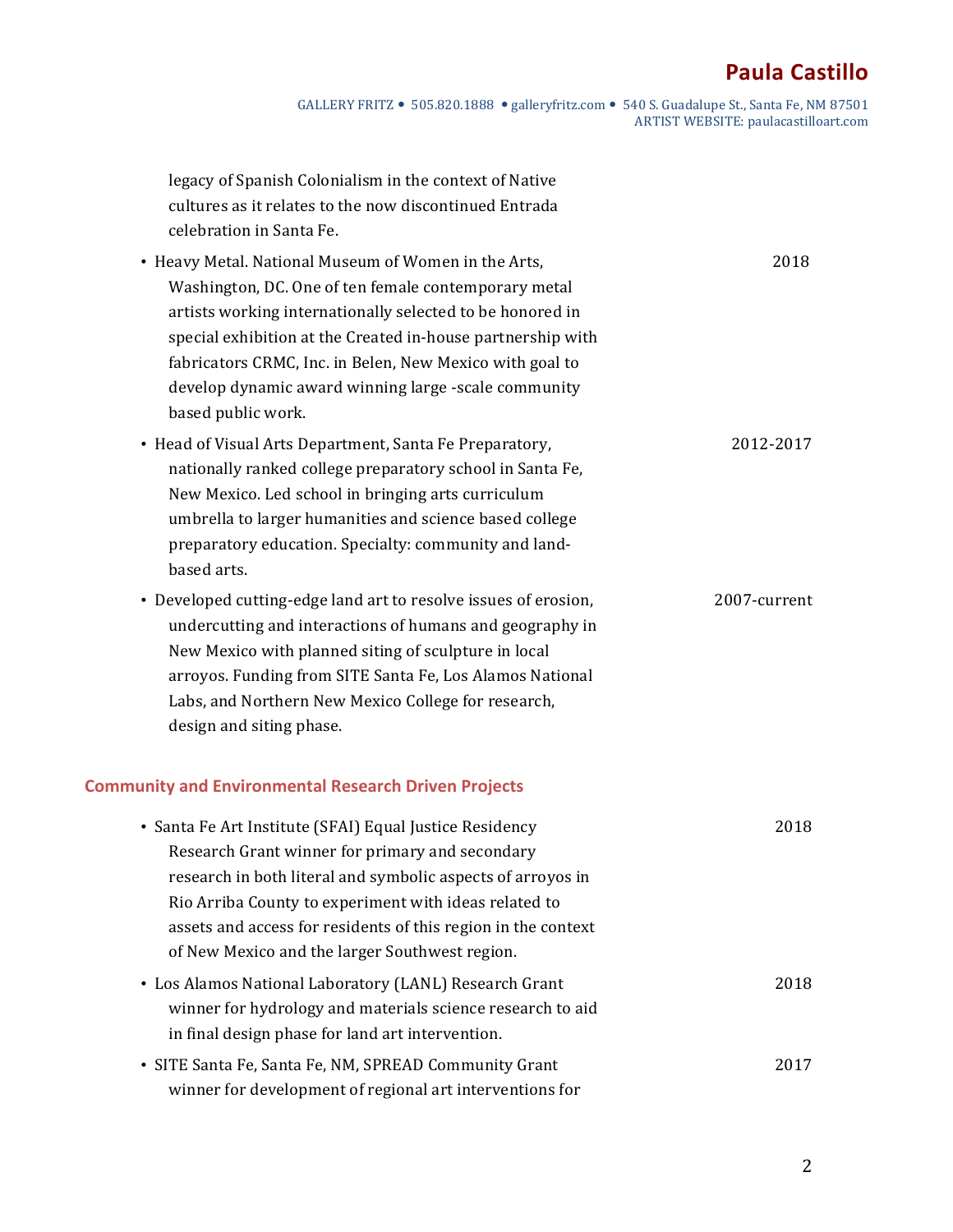legacy of Spanish Colonialism in the context of Native cultures as it relates to the now discontinued Entrada celebration in Santa Fe.

- Heavy Metal. National Museum of Women in the Arts, Washington, DC. One of ten female contemporary metal artists working internationally selected to be honored in special exhibition at the Created in-house partnership with fabricators CRMC, Inc. in Belen, New Mexico with goal to develop dynamic award winning large -scale community based public work. — 2018
- Head of Visual Arts Department, Santa Fe Preparatory, nationally ranked college preparatory school in Santa Fe, New Mexico. Led school in bringing arts curriculum umbrella to larger humanities and science based college preparatory education. Specialty: community and land-based arts. — 2012-2017
- Developed cutting-edge land art to resolve issues of erosion, undercutting and interactions of humans and geography in New Mexico with planned siting of sculpture in local arroyos. Funding from SITE Santa Fe, Los Alamos National Labs, and Northern New Mexico College for research, design and siting phase. — 2007-current

## Community and Environmental Research Driven Projects

- Santa Fe Art Institute (SFAI) Equal Justice Residency Research Grant winner for primary and secondary research in both literal and symbolic aspects of arroyos in Rio Arriba County to experiment with ideas related to assets and access for residents of this region in the context of New Mexico and the larger Southwest region. — 2018
- Los Alamos National Laboratory (LANL) Research Grant winner for hydrology and materials science research to aid in final design phase for land art intervention. — 2018
- SITE Santa Fe, Santa Fe, NM, SPREAD Community Grant winner for development of regional art interventions for — 2017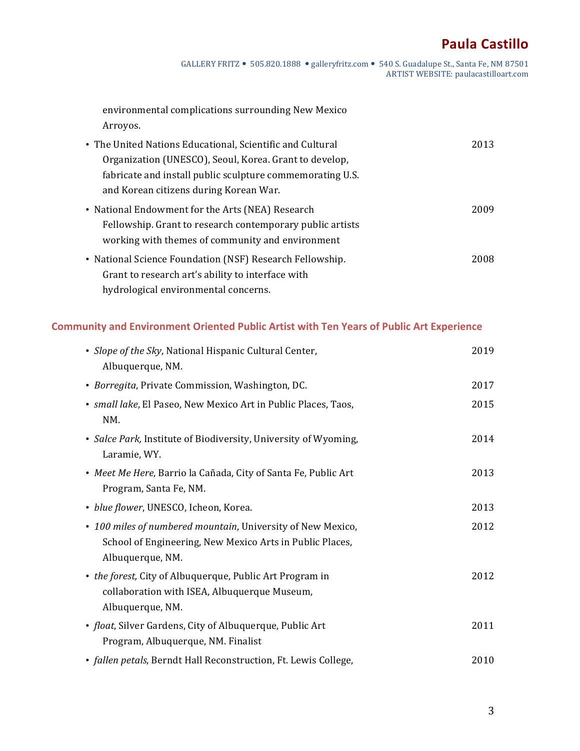environmental complications surrounding New Mexico Arroyos.

- The United Nations Educational, Scientific and Cultural Organization (UNESCO), Seoul, Korea. Grant to develop, fabricate and install public sculpture commemorating U.S. and Korean citizens during Korean War. — 2013
- National Endowment for the Arts (NEA) Research Fellowship. Grant to research contemporary public artists working with themes of community and environment — 2009
- National Science Foundation (NSF) Research Fellowship. Grant to research art's ability to interface with hydrological environmental concerns. — 2008

## Community and Environment Oriented Public Artist with Ten Years of Public Art Experience

- *Slope of the Sky*, National Hispanic Cultural Center, Albuquerque, NM. — 2019
- *Borregita*, Private Commission, Washington, DC. — 2017
- *small lake*, El Paseo, New Mexico Art in Public Places, Taos, NM. — 2015
- *Salce Park,* Institute of Biodiversity, University of Wyoming, Laramie, WY. — 2014
- *Meet Me Here*, Barrio la Cañada, City of Santa Fe, Public Art Program, Santa Fe, NM. — 2013
- *blue flower*, UNESCO, Icheon, Korea. — 2013
- *100 miles of numbered mountain*, University of New Mexico, School of Engineering, New Mexico Arts in Public Places, Albuquerque, NM. — 2012
- *the forest,* City of Albuquerque, Public Art Program in collaboration with ISEA, Albuquerque Museum, Albuquerque, NM. — 2012
- *float*, Silver Gardens, City of Albuquerque, Public Art Program, Albuquerque, NM. Finalist — 2011
- *fallen petals*, Berndt Hall Reconstruction, Ft. Lewis College, — 2010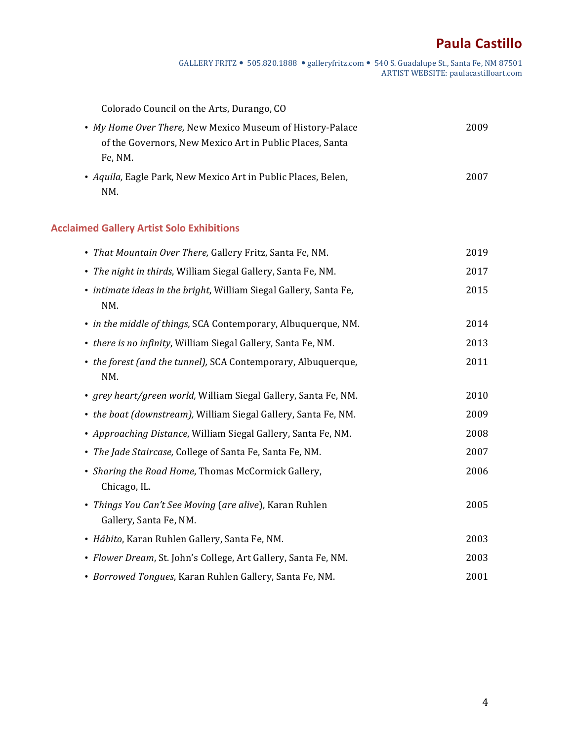Colorado Council on the Arts, Durango, CO

- *My Home Over There,* New Mexico Museum of History-Palace of the Governors, New Mexico Art in Public Places, Santa Fe, NM. 2009
- *Aquila,* Eagle Park, New Mexico Art in Public Places, Belen, NM. 2007

## Acclaimed Gallery Artist Solo Exhibitions

- *That Mountain Over There,* Gallery Fritz, Santa Fe, NM. 2019
- *The night in thirds*, William Siegal Gallery, Santa Fe, NM. 2017
- *intimate ideas in the bright*, William Siegal Gallery, Santa Fe, NM. 2015
- *in the middle of things,* SCA Contemporary, Albuquerque, NM. 2014
- *there is no infinity*, William Siegal Gallery, Santa Fe, NM. 2013
- *the forest (and the tunnel),* SCA Contemporary, Albuquerque, NM. 2011
- *grey heart/green world,* William Siegal Gallery, Santa Fe, NM. 2010
- *the boat (downstream),* William Siegal Gallery, Santa Fe, NM. 2009
- *Approaching Distance*, William Siegal Gallery, Santa Fe, NM. 2008
- *The Jade Staircase,* College of Santa Fe, Santa Fe, NM. 2007
- *Sharing the Road Home*, Thomas McCormick Gallery, Chicago, IL. 2006
- *Things You Can't See Moving* (*are alive*), Karan Ruhlen Gallery, Santa Fe, NM. 2005
- *Hábito*, Karan Ruhlen Gallery, Santa Fe, NM. 2003
- *Flower Dream*, St. John's College, Art Gallery, Santa Fe, NM. 2003
- *Borrowed Tongues*, Karan Ruhlen Gallery, Santa Fe, NM. 2001